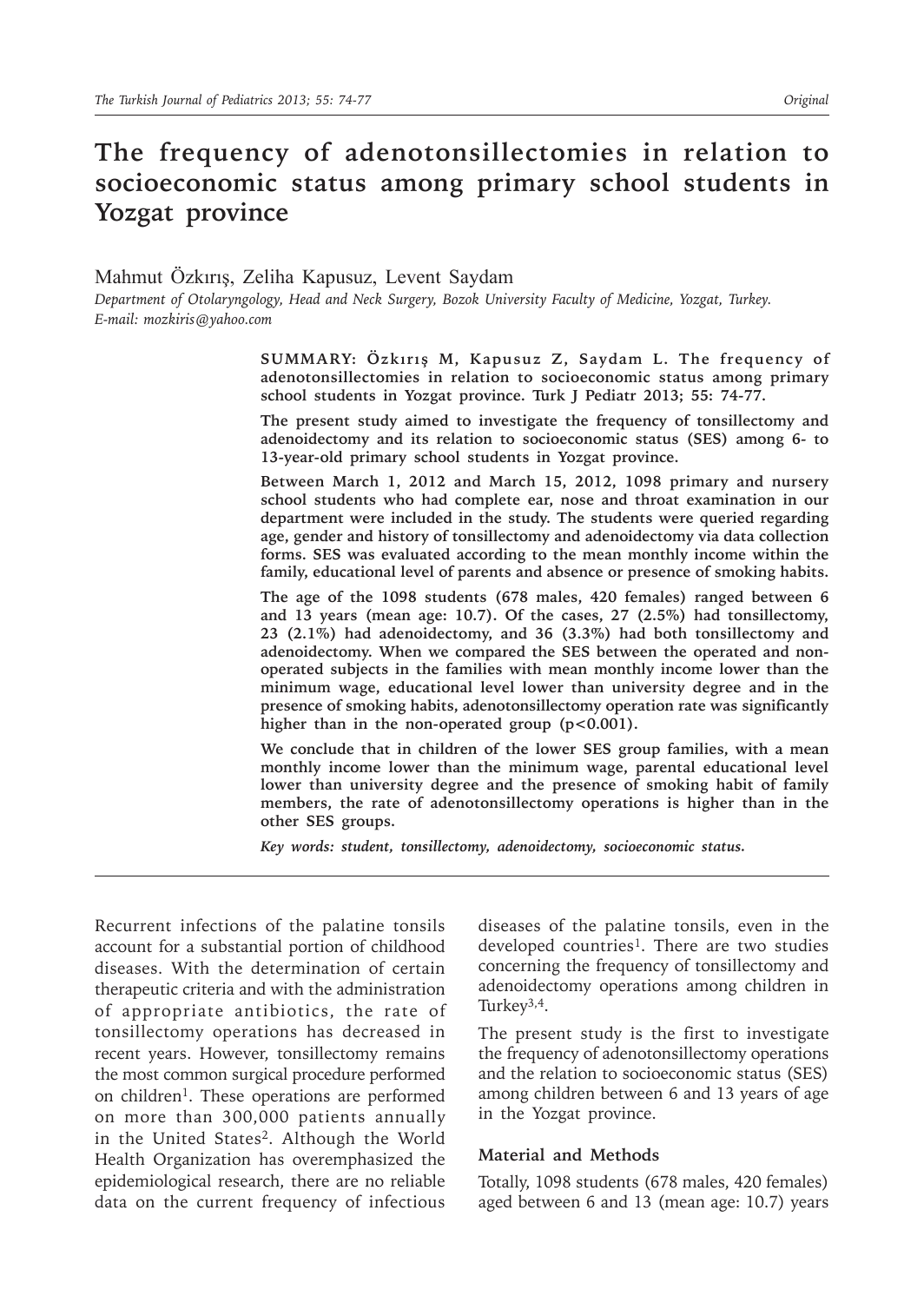# The frequency of adenotonsillectomies in relation to socioeconomic status among primary school students in Yozgat province

Mahmut Özkırış, Zeliha Kapusuz, Levent Saydam

*Department of Otolaryngology, Head and Neck Surgery, Bozok University Faculty of Medicine, Yozgat, Turkey. E-mail: mozkiris@yahoo.com*

**SUMMARY: Özkırış M, Kapusuz Z, Saydam L. The frequency of adenotonsillectomies in relation to socioeconomic status among primary school students in Yozgat province. Turk J Pediatr 2013; 55: 74-77.**

**The present study aimed to investigate the frequency of tonsillectomy and adenoidectomy and its relation to socioeconomic status (SES) among 6- to 13-year-old primary school students in Yozgat province.**

**Between March 1, 2012 and March 15, 2012, 1098 primary and nursery school students who had complete ear, nose and throat examination in our department were included in the study. The students were queried regarding age, gender and history of tonsillectomy and adenoidectomy via data collection forms. SES was evaluated according to the mean monthly income within the family, educational level of parents and absence or presence of smoking habits.**

**The age of the 1098 students (678 males, 420 females) ranged between 6 and 13 years (mean age: 10.7). Of the cases, 27 (2.5%) had tonsillectomy, 23 (2.1%) had adenoidectomy, and 36 (3.3%) had both tonsillectomy and adenoidectomy. When we compared the SES between the operated and non-operated subjects in the families with mean monthly income lower than the minimum wage, educational level lower than university degree and in the presence of smoking habits, adenotonsillectomy operation rate was significantly higher than in the non-operated group ($p<0.001$).**

**We conclude that in children of the lower SES group families, with a mean monthly income lower than the minimum wage, parental educational level lower than university degree and the presence of smoking habit of family members, the rate of adenotonsillectomy operations is higher than in the other SES groups.**

***Key words: student, tonsillectomy, adenoidectomy, socioeconomic status.***

Recurrent infections of the palatine tonsils account for a substantial portion of childhood diseases. With the determination of certain therapeutic criteria and with the administration of appropriate antibiotics, the rate of tonsillectomy operations has decreased in recent years. However, tonsillectomy remains the most common surgical procedure performed on children[1]. These operations are performed on more than 300,000 patients annually in the United States[2]. Although the World Health Organization has overemphasized the epidemiological research, there are no reliable data on the current frequency of infectious diseases of the palatine tonsils, even in the developed countries[1]. There are two studies concerning the frequency of tonsillectomy and adenoidectomy operations among children in Turkey[3,4].

The present study is the first to investigate the frequency of adenotonsillectomy operations and the relation to socioeconomic status (SES) among children between 6 and 13 years of age in the Yozgat province.

### Material and Methods

Totally, 1098 students (678 males, 420 females) aged between 6 and 13 (mean age: 10.7) years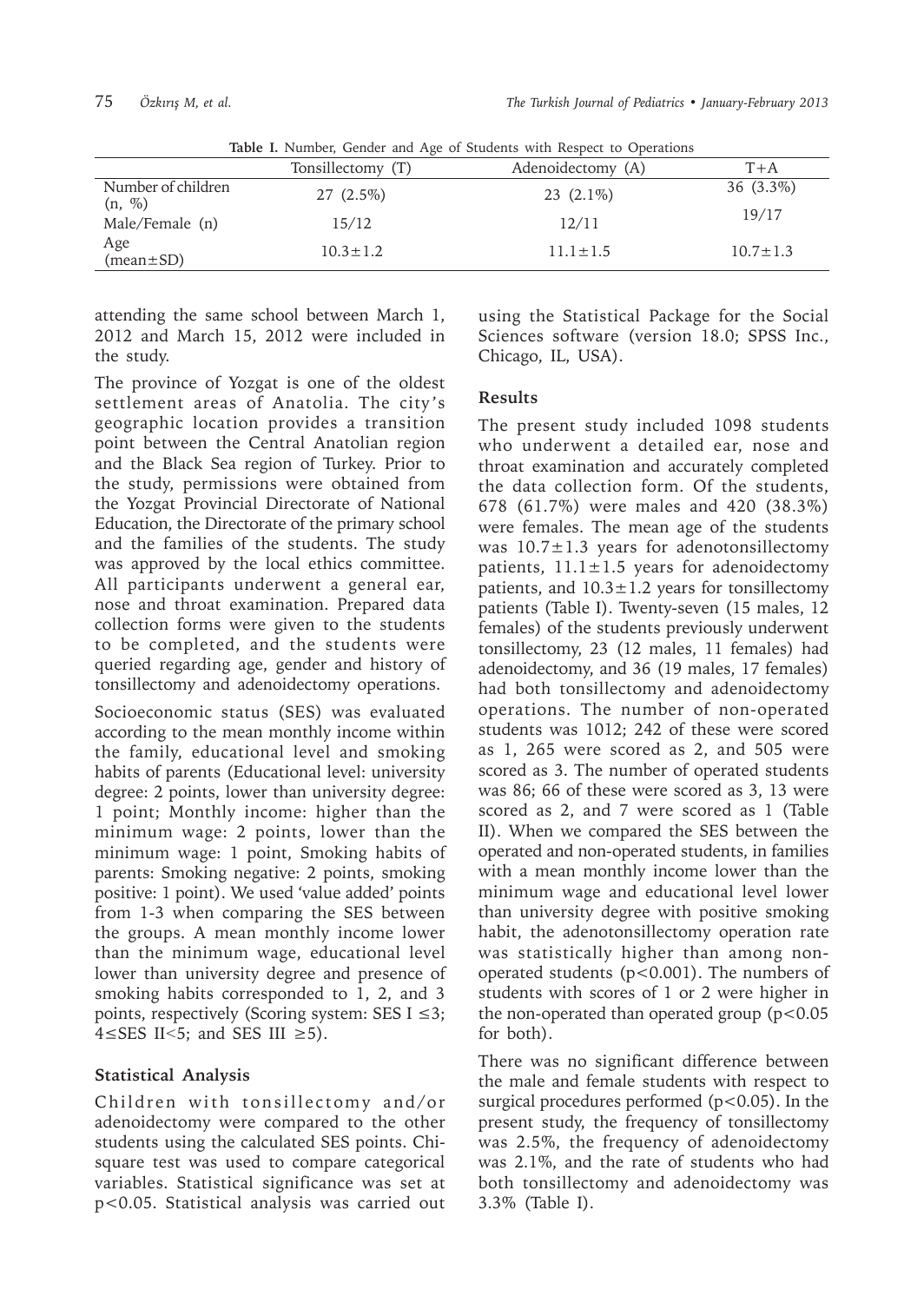**Table I.** Number, Gender and Age of Students with Respect to Operations

| | Tonsillectomy (T) | Adenoidectomy (A) | T+A |
|---|---|---|---|
| Number of children (n, %) | 27 (2.5%) | 23 (2.1%) | 36 (3.3%) |
| Male/Female (n) | 15/12 | 12/11 | 19/17 |
| Age (mean±SD) | 10.3±1.2 | 11.1±1.5 | 10.7±1.3 |

attending the same school between March 1, 2012 and March 15, 2012 were included in the study.

The province of Yozgat is one of the oldest settlement areas of Anatolia. The city's geographic location provides a transition point between the Central Anatolian region and the Black Sea region of Turkey. Prior to the study, permissions were obtained from the Yozgat Provincial Directorate of National Education, the Directorate of the primary school and the families of the students. The study was approved by the local ethics committee. All participants underwent a general ear, nose and throat examination. Prepared data collection forms were given to the students to be completed, and the students were queried regarding age, gender and history of tonsillectomy and adenoidectomy operations.

Socioeconomic status (SES) was evaluated according to the mean monthly income within the family, educational level and smoking habits of parents (Educational level: university degree: 2 points, lower than university degree: 1 point; Monthly income: higher than the minimum wage: 2 points, lower than the minimum wage: 1 point, Smoking habits of parents: Smoking negative: 2 points, smoking positive: 1 point). We used 'value added' points from 1-3 when comparing the SES between the groups. A mean monthly income lower than the minimum wage, educational level lower than university degree and presence of smoking habits corresponded to 1, 2, and 3 points, respectively (Scoring system: SES I $\leq 3$; $4 \leq$ SES II$<5$; and SES III $\geq 5$).

### Statistical Analysis

Children with tonsillectomy and/or adenoidectomy were compared to the other students using the calculated SES points. Chi-square test was used to compare categorical variables. Statistical significance was set at $p<0.05$. Statistical analysis was carried out using the Statistical Package for the Social Sciences software (version 18.0; SPSS Inc., Chicago, IL, USA).

## Results

The present study included 1098 students who underwent a detailed ear, nose and throat examination and accurately completed the data collection form. Of the students, 678 (61.7%) were males and 420 (38.3%) were females. The mean age of the students was 10.7±1.3 years for adenotonsillectomy patients, 11.1±1.5 years for adenoidectomy patients, and 10.3±1.2 years for tonsillectomy patients (Table I). Twenty-seven (15 males, 12 females) of the students previously underwent tonsillectomy, 23 (12 males, 11 females) had adenoidectomy, and 36 (19 males, 17 females) had both tonsillectomy and adenoidectomy operations. The number of non-operated students was 1012; 242 of these were scored as 1, 265 were scored as 2, and 505 were scored as 3. The number of operated students was 86; 66 of these were scored as 3, 13 were scored as 2, and 7 were scored as 1 (Table II). When we compared the SES between the operated and non-operated students, in families with a mean monthly income lower than the minimum wage and educational level lower than university degree with positive smoking habit, the adenotonsillectomy operation rate was statistically higher than among non-operated students ($p<0.001$). The numbers of students with scores of 1 or 2 were higher in the non-operated than operated group ($p<0.05$ for both).

There was no significant difference between the male and female students with respect to surgical procedures performed ($p<0.05$). In the present study, the frequency of tonsillectomy was 2.5%, the frequency of adenoidectomy was 2.1%, and the rate of students who had both tonsillectomy and adenoidectomy was 3.3% (Table I).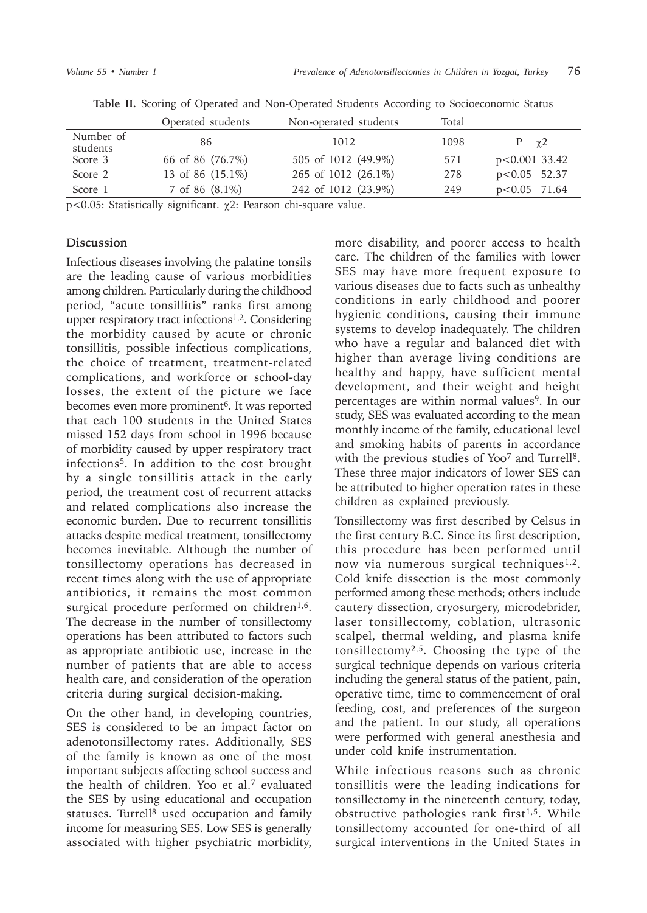**Table II.** Scoring of Operated and Non-Operated Students According to Socioeconomic Status

| | Operated students | Non-operated students | Total | P | $\chi 2$ |
|---|---|---|---|---|---|
| Number of students | 86 | 1012 | 1098 | | |
| Score 3 | 66 of 86 (76.7%) | 505 of 1012 (49.9%) | 571 | $p<0.001$ | 33.42 |
| Score 2 | 13 of 86 (15.1%) | 265 of 1012 (26.1%) | 278 | $p<0.05$ | 52.37 |
| Score 1 | 7 of 86 (8.1%) | 242 of 1012 (23.9%) | 249 | $p<0.05$ | 71.64 |

$p<0.05$: Statistically significant. $\chi 2$: Pearson chi-square value.

## Discussion

Infectious diseases involving the palatine tonsils are the leading cause of various morbidities among children. Particularly during the childhood period, "acute tonsillitis" ranks first among upper respiratory tract infections[1,2]. Considering the morbidity caused by acute or chronic tonsillitis, possible infectious complications, the choice of treatment, treatment-related complications, and workforce or school-day losses, the extent of the picture we face becomes even more prominent[6]. It was reported that each 100 students in the United States missed 152 days from school in 1996 because of morbidity caused by upper respiratory tract infections[5]. In addition to the cost brought by a single tonsillitis attack in the early period, the treatment cost of recurrent attacks and related complications also increase the economic burden. Due to recurrent tonsillitis attacks despite medical treatment, tonsillectomy becomes inevitable. Although the number of tonsillectomy operations has decreased in recent times along with the use of appropriate antibiotics, it remains the most common surgical procedure performed on children[1,6]. The decrease in the number of tonsillectomy operations has been attributed to factors such as appropriate antibiotic use, increase in the number of patients that are able to access health care, and consideration of the operation criteria during surgical decision-making.

On the other hand, in developing countries, SES is considered to be an impact factor on adenotonsillectomy rates. Additionally, SES of the family is known as one of the most important subjects affecting school success and the health of children. Yoo et al.[7] evaluated the SES by using educational and occupation statuses. Turrell[8] used occupation and family income for measuring SES. Low SES is generally associated with higher psychiatric morbidity, more disability, and poorer access to health care. The children of the families with lower SES may have more frequent exposure to various diseases due to facts such as unhealthy conditions in early childhood and poorer hygienic conditions, causing their immune systems to develop inadequately. The children who have a regular and balanced diet with higher than average living conditions are healthy and happy, have sufficient mental development, and their weight and height percentages are within normal values[9]. In our study, SES was evaluated according to the mean monthly income of the family, educational level and smoking habits of parents in accordance with the previous studies of Yoo[7] and Turrell[8]. These three major indicators of lower SES can be attributed to higher operation rates in these children as explained previously.

Tonsillectomy was first described by Celsus in the first century B.C. Since its first description, this procedure has been performed until now via numerous surgical techniques[1,2]. Cold knife dissection is the most commonly performed among these methods; others include cautery dissection, cryosurgery, microdebrider, laser tonsillectomy, coblation, ultrasonic scalpel, thermal welding, and plasma knife tonsillectomy[2,5]. Choosing the type of the surgical technique depends on various criteria including the general status of the patient, pain, operative time, time to commencement of oral feeding, cost, and preferences of the surgeon and the patient. In our study, all operations were performed with general anesthesia and under cold knife instrumentation.

While infectious reasons such as chronic tonsillitis were the leading indications for tonsillectomy in the nineteenth century, today, obstructive pathologies rank first[1,5]. While tonsillectomy accounted for one-third of all surgical interventions in the United States in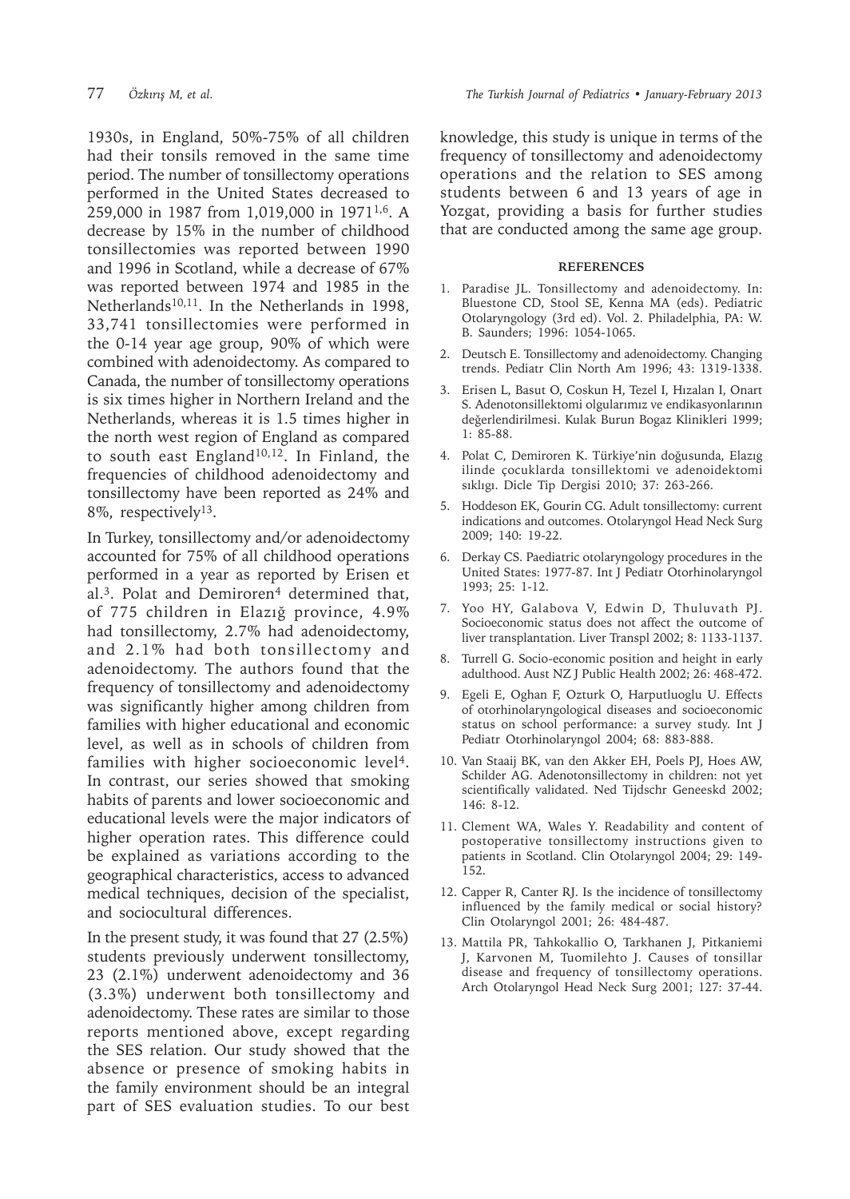1930s, in England, 50%-75% of all children had their tonsils removed in the same time period. The number of tonsillectomy operations performed in the United States decreased to 259,000 in 1987 from 1,019,000 in 1971[1,6]. A decrease by 15% in the number of childhood tonsillectomies was reported between 1990 and 1996 in Scotland, while a decrease of 67% was reported between 1974 and 1985 in the Netherlands[10,11]. In the Netherlands in 1998, 33,741 tonsillectomies were performed in the 0-14 year age group, 90% of which were combined with adenoidectomy. As compared to Canada, the number of tonsillectomy operations is six times higher in Northern Ireland and the Netherlands, whereas it is 1.5 times higher in the north west region of England as compared to south east England[10,12]. In Finland, the frequencies of childhood adenoidectomy and tonsillectomy have been reported as 24% and 8%, respectively[13].

In Turkey, tonsillectomy and/or adenoidectomy accounted for 75% of all childhood operations performed in a year as reported by Erisen et al.[3]. Polat and Demiroren[4] determined that, of 775 children in Elazığ province, 4.9% had tonsillectomy, 2.7% had adenoidectomy, and 2.1% had both tonsillectomy and adenoidectomy. The authors found that the frequency of tonsillectomy and adenoidectomy was significantly higher among children from families with higher educational and economic level, as well as in schools of children from families with higher socioeconomic level[4]. In contrast, our series showed that smoking habits of parents and lower socioeconomic and educational levels were the major indicators of higher operation rates. This difference could be explained as variations according to the geographical characteristics, access to advanced medical techniques, decision of the specialist, and sociocultural differences.

In the present study, it was found that 27 (2.5%) students previously underwent tonsillectomy, 23 (2.1%) underwent adenoidectomy and 36 (3.3%) underwent both tonsillectomy and adenoidectomy. These rates are similar to those reports mentioned above, except regarding the SES relation. Our study showed that the absence or presence of smoking habits in the family environment should be an integral part of SES evaluation studies. To our best knowledge, this study is unique in terms of the frequency of tonsillectomy and adenoidectomy operations and the relation to SES among students between 6 and 13 years of age in Yozgat, providing a basis for further studies that are conducted among the same age group.

## REFERENCES

1. Paradise JL. Tonsillectomy and adenoidectomy. In: Bluestone CD, Stool SE, Kenna MA (eds). Pediatric Otolaryngology (3rd ed). Vol. 2. Philadelphia, PA: W. B. Saunders; 1996: 1054-1065.
2. Deutsch E. Tonsillectomy and adenoidectomy. Changing trends. Pediatr Clin North Am 1996; 43: 1319-1338.
3. Erisen L, Basut O, Coskun H, Tezel I, Hızalan I, Onart S. Adenotonsillektomi olgularımız ve endikasyonlarının değerlendirilmesi. Kulak Burun Bogaz Klinikleri 1999; 1: 85-88.
4. Polat C, Demiroren K. Türkiye'nin doğusunda, Elazıg ilinde çocuklarda tonsillektomi ve adenoidektomi sıklıgı. Dicle Tip Dergisi 2010; 37: 263-266.
5. Hoddeson EK, Gourin CG. Adult tonsillectomy: current indications and outcomes. Otolaryngol Head Neck Surg 2009; 140: 19-22.
6. Derkay CS. Paediatric otolaryngology procedures in the United States: 1977-87. Int J Pediatr Otorhinolaryngol 1993; 25: 1-12.
7. Yoo HY, Galabova V, Edwin D, Thuluvath PJ. Socioeconomic status does not affect the outcome of liver transplantation. Liver Transpl 2002; 8: 1133-1137.
8. Turrell G. Socio-economic position and height in early adulthood. Aust NZ J Public Health 2002; 26: 468-472.
9. Egeli E, Oghan F, Ozturk O, Harputluoglu U. Effects of otorhinolaryngological diseases and socioeconomic status on school performance: a survey study. Int J Pediatr Otorhinolaryngol 2004; 68: 883-888.
10. Van Staaij BK, van den Akker EH, Poels PJ, Hoes AW, Schilder AG. Adenotonsillectomy in children: not yet scientifically validated. Ned Tijdschr Geneeskd 2002; 146: 8-12.
11. Clement WA, Wales Y. Readability and content of postoperative tonsillectomy instructions given to patients in Scotland. Clin Otolaryngol 2004; 29: 149-152.
12. Capper R, Canter RJ. Is the incidence of tonsillectomy influenced by the family medical or social history? Clin Otolaryngol 2001; 26: 484-487.
13. Mattila PR, Tahkokallio O, Tarkhanen J, Pitkaniemi J, Karvonen M, Tuomilehto J. Causes of tonsillar disease and frequency of tonsillectomy operations. Arch Otolaryngol Head Neck Surg 2001; 127: 37-44.